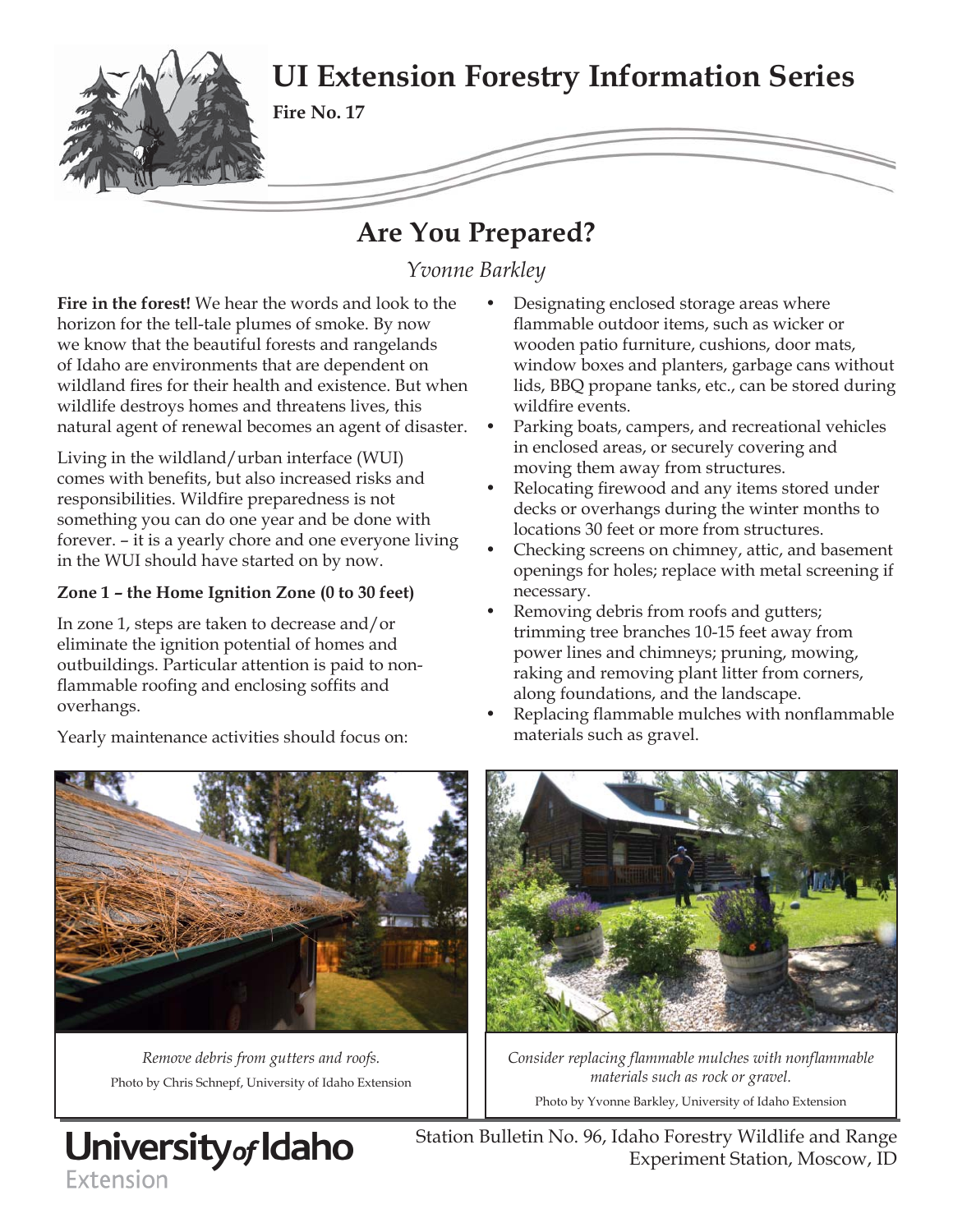# UI Extension Forestry Information Series

**Fire No. 17**

## Are You Prepared?

*Yvonne Barkley*

**Fire in the forest!** We hear the words and look to the horizon for the tell-tale plumes of smoke. By now we know that the beautiful forests and rangelands of Idaho are environments that are dependent on wildland fires for their health and existence. But when wildlife destroys homes and threatens lives, this natural agent of renewal becomes an agent of disaster.

Living in the wildland/urban interface (WUI) comes with benefits, but also increased risks and responsibilities. Wildfire preparedness is not something you can do one year and be done with forever. – it is a yearly chore and one everyone living in the WUI should have started on by now.

### Zone 1 – the Home Ignition Zone (0 to 30 feet)

In zone 1, steps are taken to decrease and/or eliminate the ignition potential of homes and outbuildings. Particular attention is paid to non-flammable roofing and enclosing soffits and overhangs.

Yearly maintenance activities should focus on:

- Designating enclosed storage areas where flammable outdoor items, such as wicker or wooden patio furniture, cushions, door mats, window boxes and planters, garbage cans without lids, BBQ propane tanks, etc., can be stored during wildfire events.
- Parking boats, campers, and recreational vehicles in enclosed areas, or securely covering and moving them away from structures.
- Relocating firewood and any items stored under decks or overhangs during the winter months to locations 30 feet or more from structures.
- Checking screens on chimney, attic, and basement openings for holes; replace with metal screening if necessary.
- Removing debris from roofs and gutters; trimming tree branches 10-15 feet away from power lines and chimneys; pruning, mowing, raking and removing plant litter from corners, along foundations, and the landscape.
- Replacing flammable mulches with nonflammable materials such as gravel.

*Remove debris from gutters and roofs.*
Photo by Chris Schnepf, University of Idaho Extension

*Consider replacing flammable mulches with nonflammable materials such as rock or gravel.*
Photo by Yvonne Barkley, University of Idaho Extension

University of Idaho Extension

Station Bulletin No. 96, Idaho Forestry Wildlife and Range Experiment Station, Moscow, ID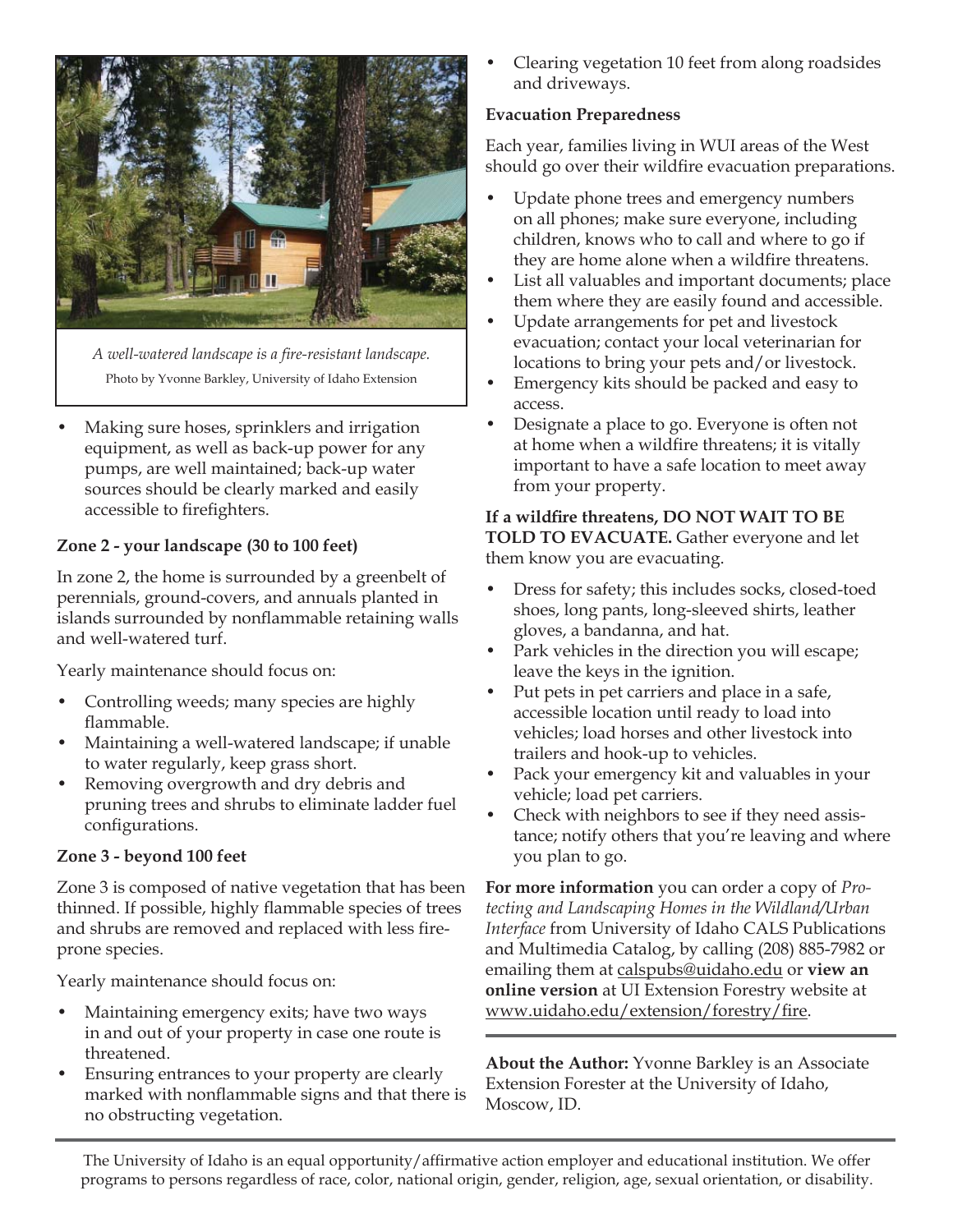*A well-watered landscape is a fire-resistant landscape.*
Photo by Yvonne Barkley, University of Idaho Extension

- Making sure hoses, sprinklers and irrigation equipment, as well as back-up power for any pumps, are well maintained; back-up water sources should be clearly marked and easily accessible to firefighters.

**Zone 2 - your landscape (30 to 100 feet)**

In zone 2, the home is surrounded by a greenbelt of perennials, ground-covers, and annuals planted in islands surrounded by nonflammable retaining walls and well-watered turf.

Yearly maintenance should focus on:

- Controlling weeds; many species are highly flammable.
- Maintaining a well-watered landscape; if unable to water regularly, keep grass short.
- Removing overgrowth and dry debris and pruning trees and shrubs to eliminate ladder fuel configurations.

**Zone 3 - beyond 100 feet**

Zone 3 is composed of native vegetation that has been thinned. If possible, highly flammable species of trees and shrubs are removed and replaced with less fire-prone species.

Yearly maintenance should focus on:

- Maintaining emergency exits; have two ways in and out of your property in case one route is threatened.
- Ensuring entrances to your property are clearly marked with nonflammable signs and that there is no obstructing vegetation.
- Clearing vegetation 10 feet from along roadsides and driveways.

**Evacuation Preparedness**

Each year, families living in WUI areas of the West should go over their wildfire evacuation preparations.

- Update phone trees and emergency numbers on all phones; make sure everyone, including children, knows who to call and where to go if they are home alone when a wildfire threatens.
- List all valuables and important documents; place them where they are easily found and accessible.
- Update arrangements for pet and livestock evacuation; contact your local veterinarian for locations to bring your pets and/or livestock.
- Emergency kits should be packed and easy to access.
- Designate a place to go. Everyone is often not at home when a wildfire threatens; it is vitally important to have a safe location to meet away from your property.

**If a wildfire threatens, DO NOT WAIT TO BE TOLD TO EVACUATE.** Gather everyone and let them know you are evacuating.

- Dress for safety; this includes socks, closed-toed shoes, long pants, long-sleeved shirts, leather gloves, a bandanna, and hat.
- Park vehicles in the direction you will escape; leave the keys in the ignition.
- Put pets in pet carriers and place in a safe, accessible location until ready to load into vehicles; load horses and other livestock into trailers and hook-up to vehicles.
- Pack your emergency kit and valuables in your vehicle; load pet carriers.
- Check with neighbors to see if they need assistance; notify others that you're leaving and where you plan to go.

**For more information** you can order a copy of *Protecting and Landscaping Homes in the Wildland/Urban Interface* from University of Idaho CALS Publications and Multimedia Catalog, by calling (208) 885-7982 or emailing them at calspubs@uidaho.edu or **view an online version** at UI Extension Forestry website at www.uidaho.edu/extension/forestry/fire.

**About the Author:** Yvonne Barkley is an Associate Extension Forester at the University of Idaho, Moscow, ID.

The University of Idaho is an equal opportunity/affirmative action employer and educational institution. We offer programs to persons regardless of race, color, national origin, gender, religion, age, sexual orientation, or disability.